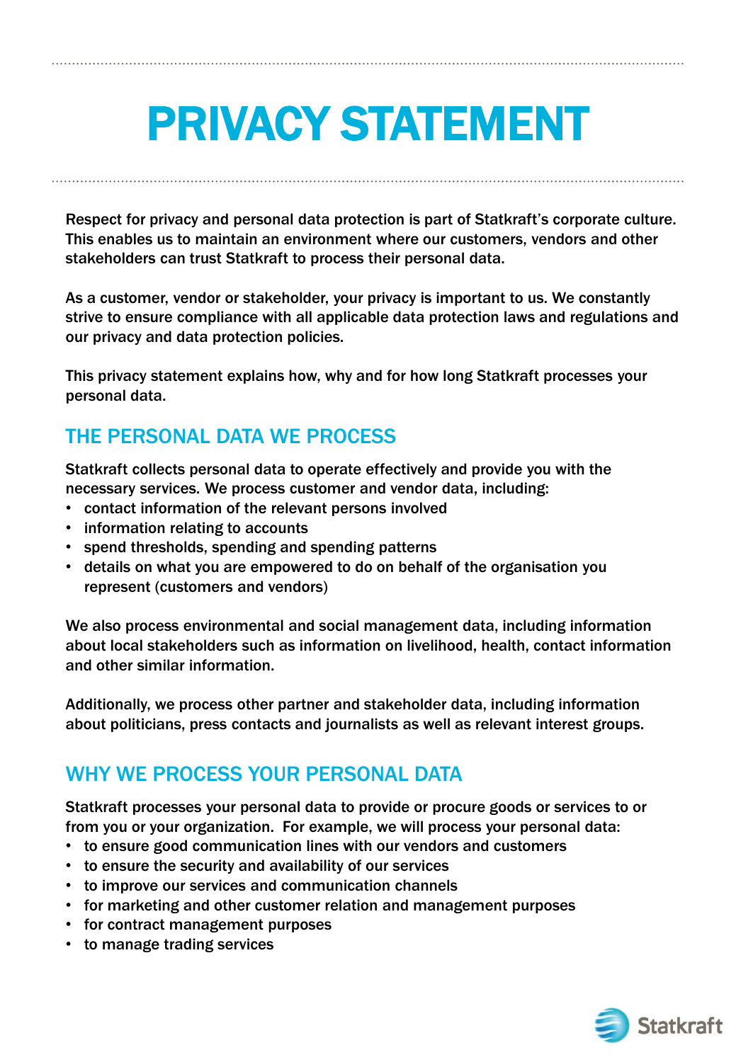# PRIVACY STATEMENT

Respect for privacy and personal data protection is part of Statkraft's corporate culture. This enables us to maintain an environment where our customers, vendors and other stakeholders can trust Statkraft to process their personal data.

As a customer, vendor or stakeholder, your privacy is important to us. We constantly strive to ensure compliance with all applicable data protection laws and regulations and our privacy and data protection policies.

This privacy statement explains how, why and for how long Statkraft processes your personal data.

## THE PERSONAL DATA WE PROCESS

Statkraft collects personal data to operate effectively and provide you with the necessary services. We process customer and vendor data, including:

- contact information of the relevant persons involved
- information relating to accounts
- spend thresholds, spending and spending patterns
- details on what you are empowered to do on behalf of the organisation you represent (customers and vendors)

We also process environmental and social management data, including information about local stakeholders such as information on livelihood, health, contact information and other similar information.

Additionally, we process other partner and stakeholder data, including information about politicians, press contacts and journalists as well as relevant interest groups.

## WHY WE PROCESS YOUR PERSONAL DATA

Statkraft processes your personal data to provide or procure goods or services to or from you or your organization.  For example, we will process your personal data:

- to ensure good communication lines with our vendors and customers
- to ensure the security and availability of our services
- to improve our services and communication channels
- for marketing and other customer relation and management purposes
- for contract management purposes
- to manage trading services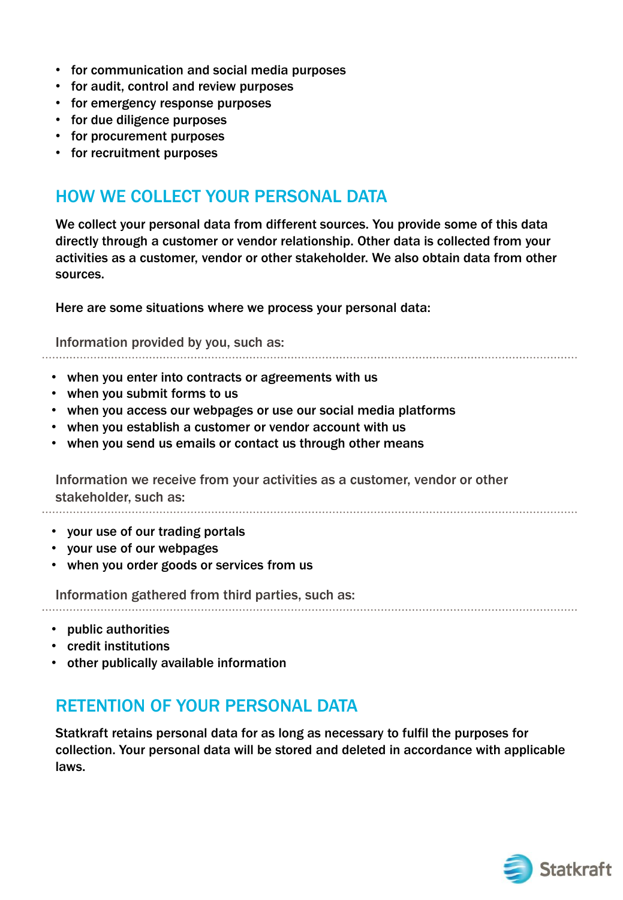- for communication and social media purposes
- for audit, control and review purposes
- for emergency response purposes
- for due diligence purposes
- for procurement purposes
- for recruitment purposes

## HOW WE COLLECT YOUR PERSONAL DATA

We collect your personal data from different sources. You provide some of this data directly through a customer or vendor relationship. Other data is collected from your activities as a customer, vendor or other stakeholder. We also obtain data from other sources.

Here are some situations where we process your personal data:

Information provided by you, such as:

- when you enter into contracts or agreements with us
- when you submit forms to us
- when you access our webpages or use our social media platforms
- when you establish a customer or vendor account with us
- when you send us emails or contact us through other means

Information we receive from your activities as a customer, vendor or other stakeholder, such as:

- your use of our trading portals
- your use of our webpages
- when you order goods or services from us

Information gathered from third parties, such as:

- public authorities
- credit institutions
- other publically available information

## RETENTION OF YOUR PERSONAL DATA

Statkraft retains personal data for as long as necessary to fulfil the purposes for collection. Your personal data will be stored and deleted in accordance with applicable laws.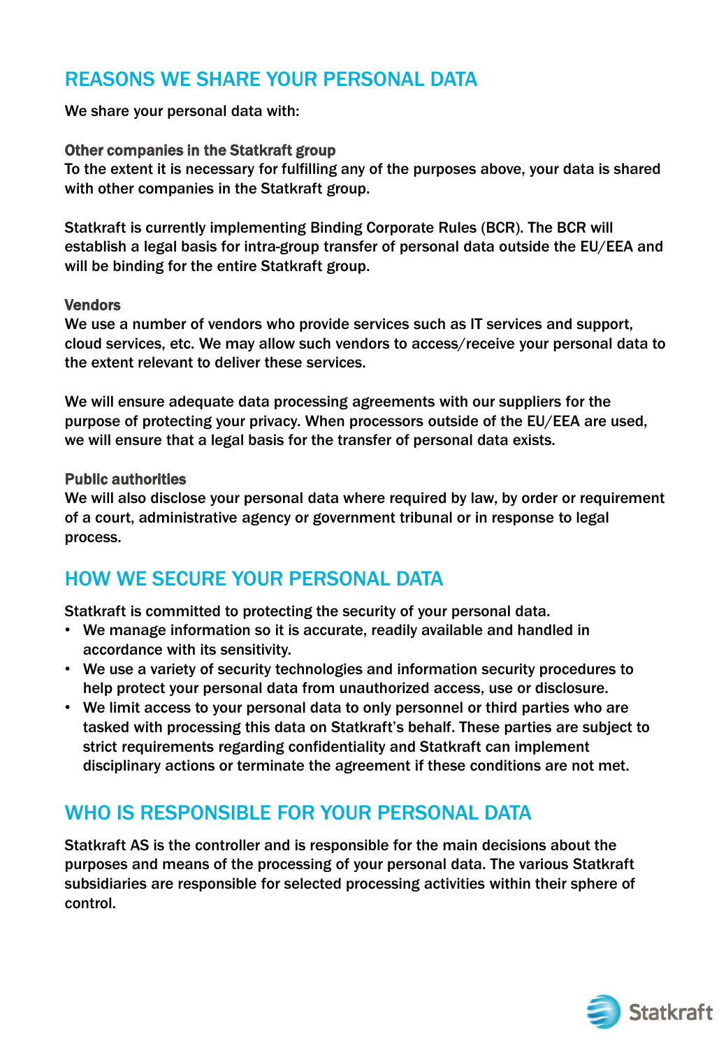## REASONS WE SHARE YOUR PERSONAL DATA

We share your personal data with:

**Other companies in the Statkraft group**
To the extent it is necessary for fulfilling any of the purposes above, your data is shared with other companies in the Statkraft group.

Statkraft is currently implementing Binding Corporate Rules (BCR). The BCR will establish a legal basis for intra-group transfer of personal data outside the EU/EEA and will be binding for the entire Statkraft group.

**Vendors**
We use a number of vendors who provide services such as IT services and support, cloud services, etc. We may allow such vendors to access/receive your personal data to the extent relevant to deliver these services.

We will ensure adequate data processing agreements with our suppliers for the purpose of protecting your privacy. When processors outside of the EU/EEA are used, we will ensure that a legal basis for the transfer of personal data exists.

**Public authorities**
We will also disclose your personal data where required by law, by order or requirement of a court, administrative agency or government tribunal or in response to legal process.

## HOW WE SECURE YOUR PERSONAL DATA

Statkraft is committed to protecting the security of your personal data.

- We manage information so it is accurate, readily available and handled in accordance with its sensitivity.
- We use a variety of security technologies and information security procedures to help protect your personal data from unauthorized access, use or disclosure.
- We limit access to your personal data to only personnel or third parties who are tasked with processing this data on Statkraft's behalf. These parties are subject to strict requirements regarding confidentiality and Statkraft can implement disciplinary actions or terminate the agreement if these conditions are not met.

## WHO IS RESPONSIBLE FOR YOUR PERSONAL DATA

Statkraft AS is the controller and is responsible for the main decisions about the purposes and means of the processing of your personal data. The various Statkraft subsidiaries are responsible for selected processing activities within their sphere of control.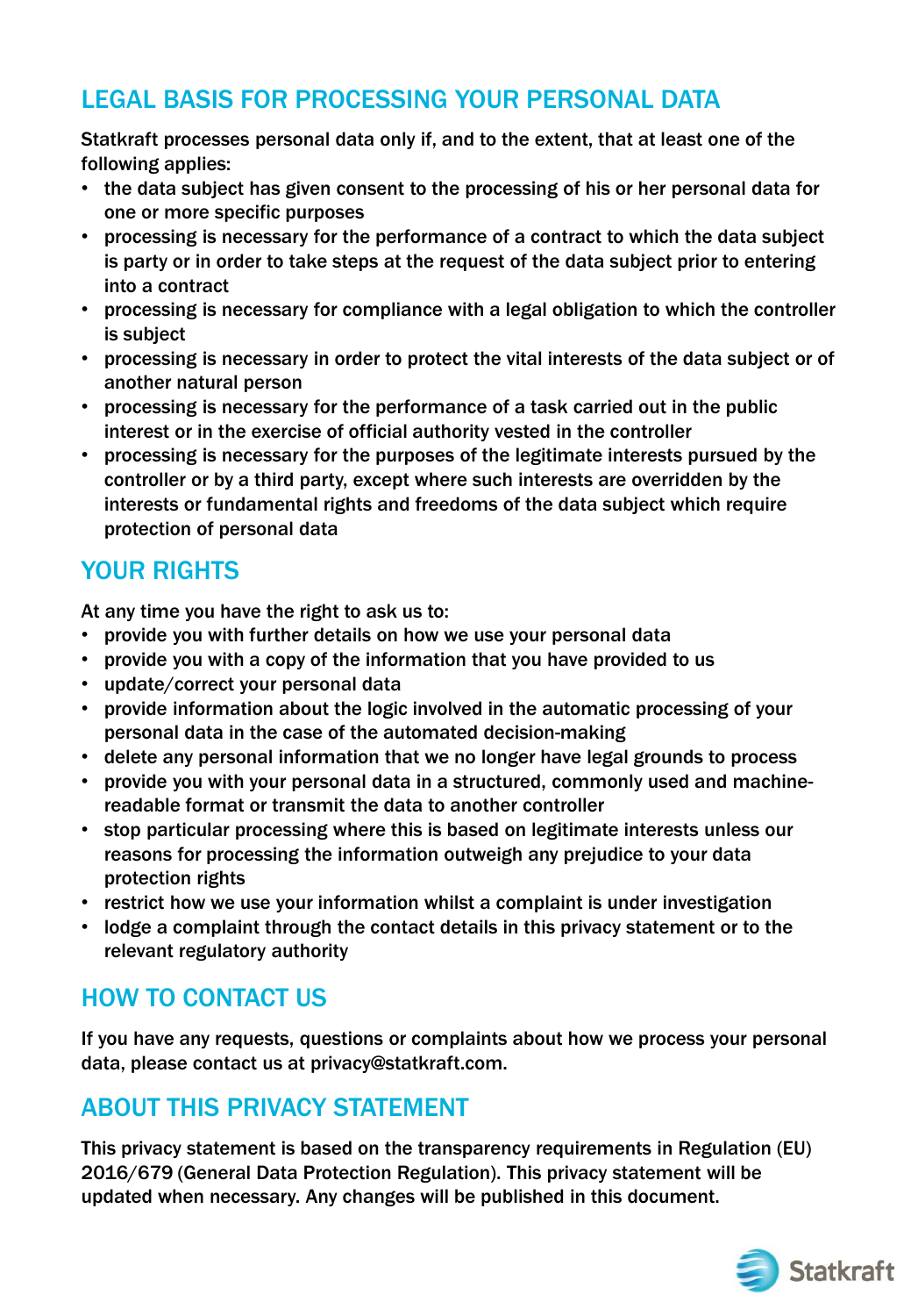## LEGAL BASIS FOR PROCESSING YOUR PERSONAL DATA

Statkraft processes personal data only if, and to the extent, that at least one of the following applies:

- the data subject has given consent to the processing of his or her personal data for one or more specific purposes
- processing is necessary for the performance of a contract to which the data subject is party or in order to take steps at the request of the data subject prior to entering into a contract
- processing is necessary for compliance with a legal obligation to which the controller is subject
- processing is necessary in order to protect the vital interests of the data subject or of another natural person
- processing is necessary for the performance of a task carried out in the public interest or in the exercise of official authority vested in the controller
- processing is necessary for the purposes of the legitimate interests pursued by the controller or by a third party, except where such interests are overridden by the interests or fundamental rights and freedoms of the data subject which require protection of personal data

## YOUR RIGHTS

At any time you have the right to ask us to:

- provide you with further details on how we use your personal data
- provide you with a copy of the information that you have provided to us
- update/correct your personal data
- provide information about the logic involved in the automatic processing of your personal data in the case of the automated decision-making
- delete any personal information that we no longer have legal grounds to process
- provide you with your personal data in a structured, commonly used and machine-readable format or transmit the data to another controller
- stop particular processing where this is based on legitimate interests unless our reasons for processing the information outweigh any prejudice to your data protection rights
- restrict how we use your information whilst a complaint is under investigation
- lodge a complaint through the contact details in this privacy statement or to the relevant regulatory authority

## HOW TO CONTACT US

If you have any requests, questions or complaints about how we process your personal data, please contact us at privacy@statkraft.com.

## ABOUT THIS PRIVACY STATEMENT

This privacy statement is based on the transparency requirements in Regulation (EU) 2016/679 (General Data Protection Regulation). This privacy statement will be updated when necessary. Any changes will be published in this document.

Statkraft